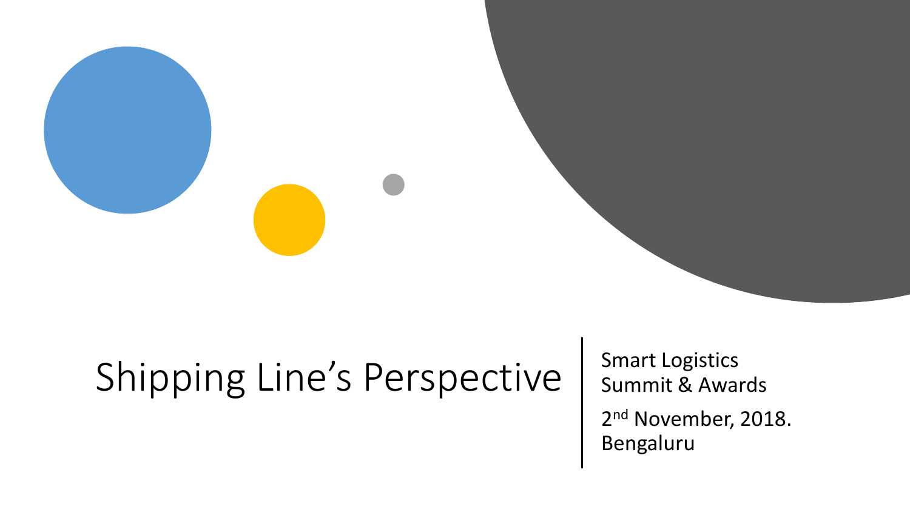# Shipping Line's Perspective

Smart Logistics Summit & Awards

2nd November, 2018.
Bengaluru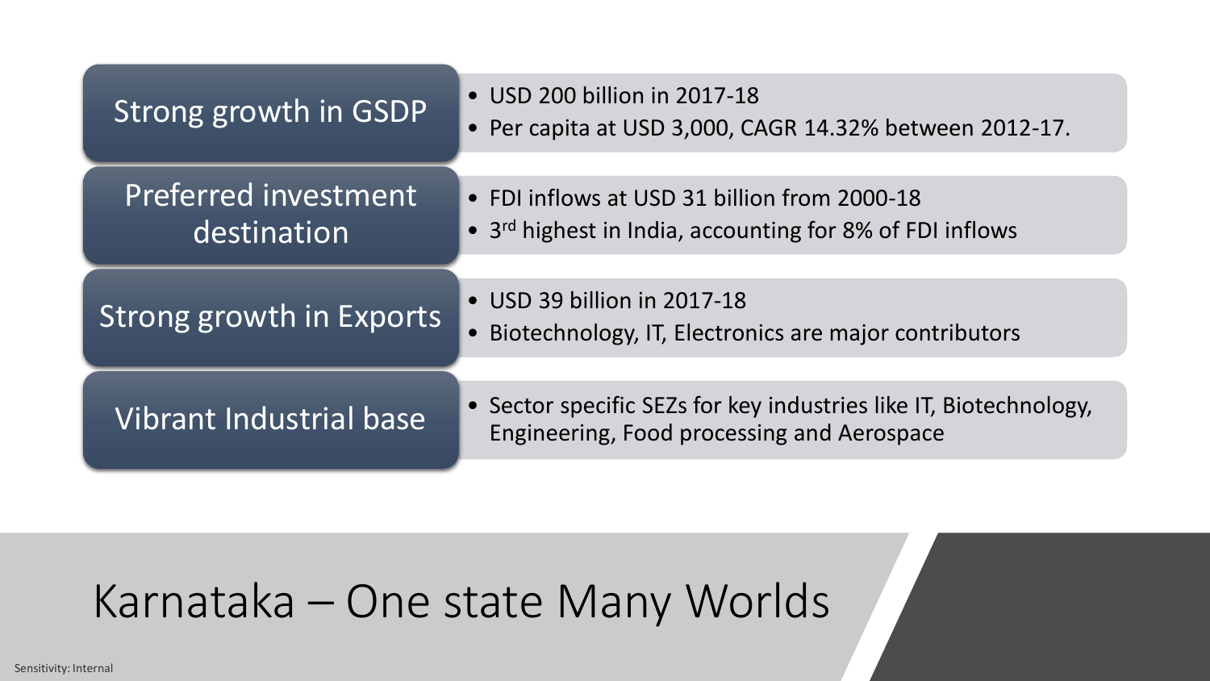# Karnataka – One state Many Worlds

## Strong growth in GSDP

- USD 200 billion in 2017-18
- Per capita at USD 3,000, CAGR 14.32% between 2012-17.

## Preferred investment destination

- FDI inflows at USD 31 billion from 2000-18
- 3rd highest in India, accounting for 8% of FDI inflows

## Strong growth in Exports

- USD 39 billion in 2017-18
- Biotechnology, IT, Electronics are major contributors

## Vibrant Industrial base

- Sector specific SEZs for key industries like IT, Biotechnology, Engineering, Food processing and Aerospace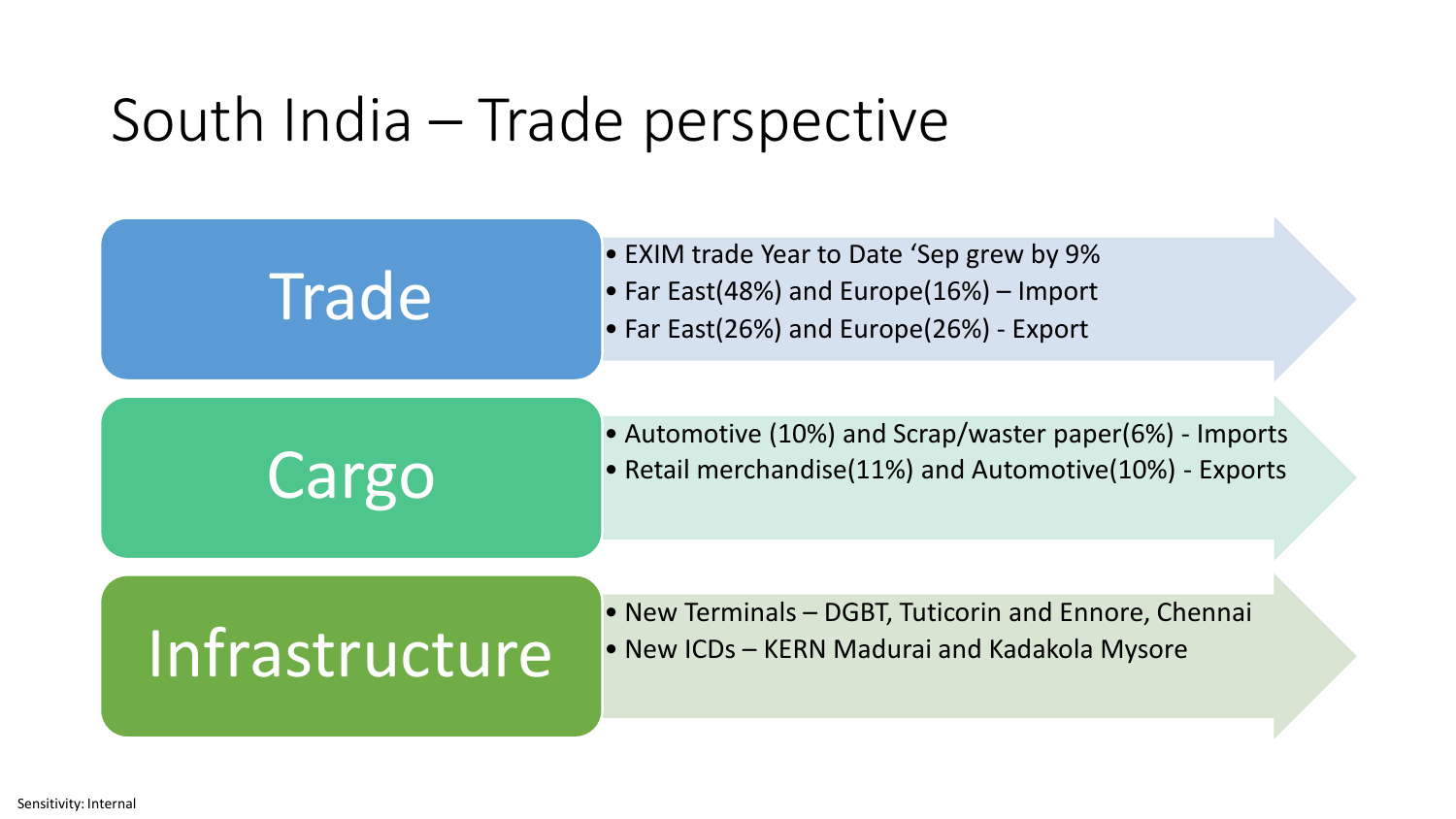# South India – Trade perspective

## Trade

- EXIM trade Year to Date 'Sep grew by 9%
- Far East(48%) and Europe(16%) – Import
- Far East(26%) and Europe(26%) - Export

## Cargo

- Automotive (10%) and Scrap/waster paper(6%) - Imports
- Retail merchandise(11%) and Automotive(10%) - Exports

## Infrastructure

- New Terminals – DGBT, Tuticorin and Ennore, Chennai
- New ICDs – KERN Madurai and Kadakola Mysore

Sensitivity: Internal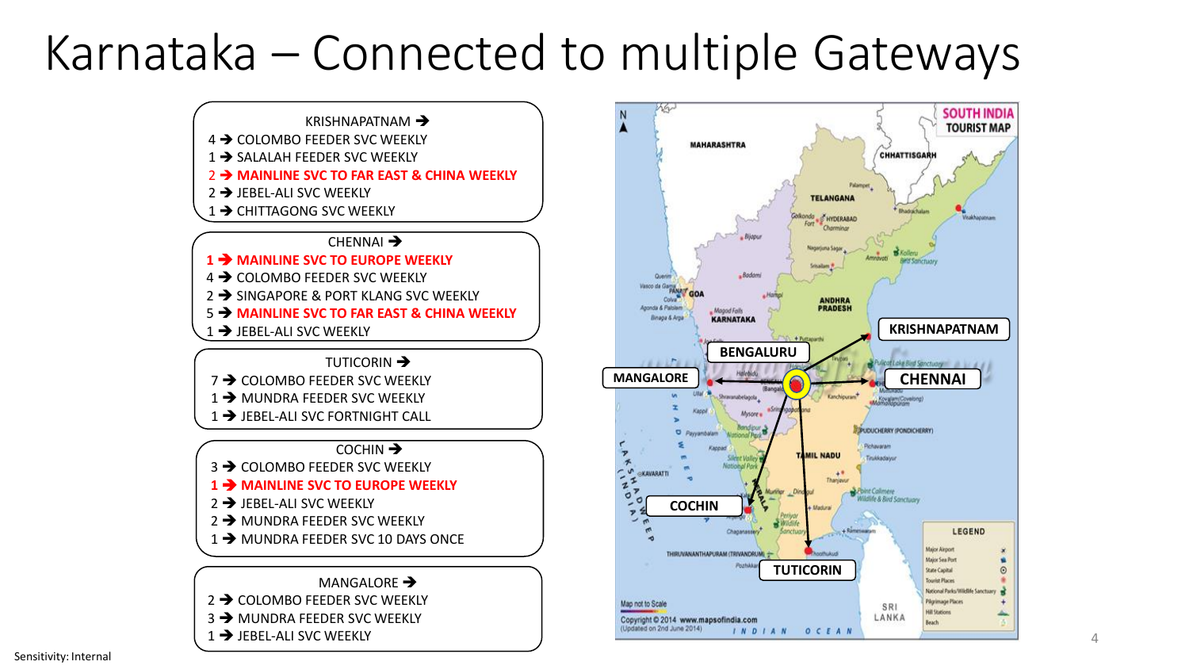# Karnataka – Connected to multiple Gateways

**KRISHNAPATNAM →**

- 4 → COLOMBO FEEDER SVC WEEKLY
- 1 → SALALAH FEEDER SVC WEEKLY
- **2 → MAINLINE SVC TO FAR EAST & CHINA WEEKLY**
- 2 → JEBEL-ALI SVC WEEKLY
- 1 → CHITTAGONG SVC WEEKLY

**CHENNAI →**

- **1 → MAINLINE SVC TO EUROPE WEEKLY**
- 4 → COLOMBO FEEDER SVC WEEKLY
- 2 → SINGAPORE & PORT KLANG SVC WEEKLY
- **5 → MAINLINE SVC TO FAR EAST & CHINA WEEKLY**
- 1 → JEBEL-ALI SVC WEEKLY

**TUTICORIN →**

- 7 → COLOMBO FEEDER SVC WEEKLY
- 1 → MUNDRA FEEDER SVC WEEKLY
- 1 → JEBEL-ALI SVC FORTNIGHT CALL

**COCHIN →**

- 3 → COLOMBO FEEDER SVC WEEKLY
- **1 → MAINLINE SVC TO EUROPE WEEKLY**
- 2 → JEBEL-ALI SVC WEEKLY
- 2 → MUNDRA FEEDER SVC WEEKLY
- 1 → MUNDRA FEEDER SVC 10 DAYS ONCE

**MANGALORE →**

- 2 → COLOMBO FEEDER SVC WEEKLY
- 3 → MUNDRA FEEDER SVC WEEKLY
- 1 → JEBEL-ALI SVC WEEKLY

KRISHNAPATNAM | BENGALURU | MANGALORE | CHENNAI | COCHIN | TUTICORIN

Sensitivity: Internal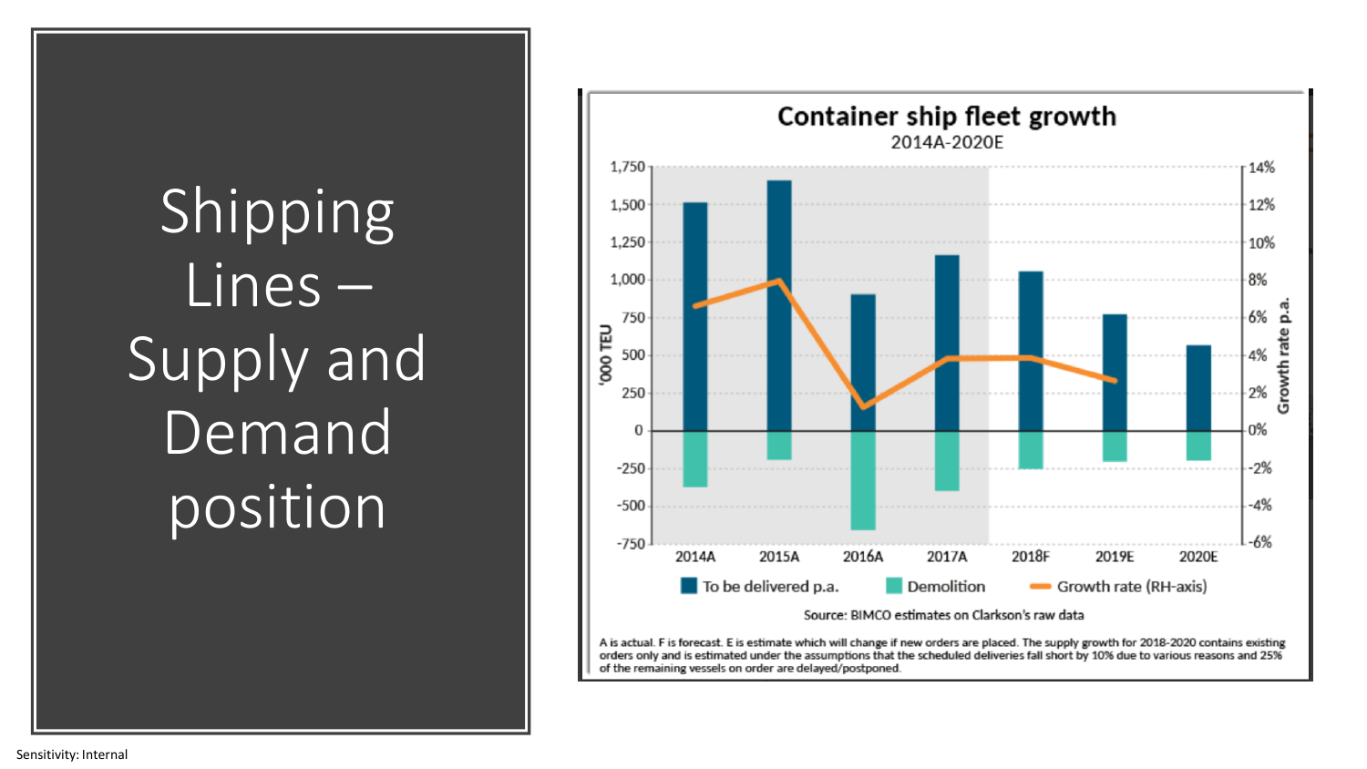# Shipping Lines – Supply and Demand position

**Container ship fleet growth**

2014A-2020E

Source: BIMCO estimates on Clarkson's raw data

A is actual. F is forecast. E is estimate which will change if new orders are placed. The supply growth for 2018-2020 contains existing orders only and is estimated under the assumptions that the scheduled deliveries fall short by 10% due to various reasons and 25% of the remaining vessels on order are delayed/postponed.

Sensitivity: Internal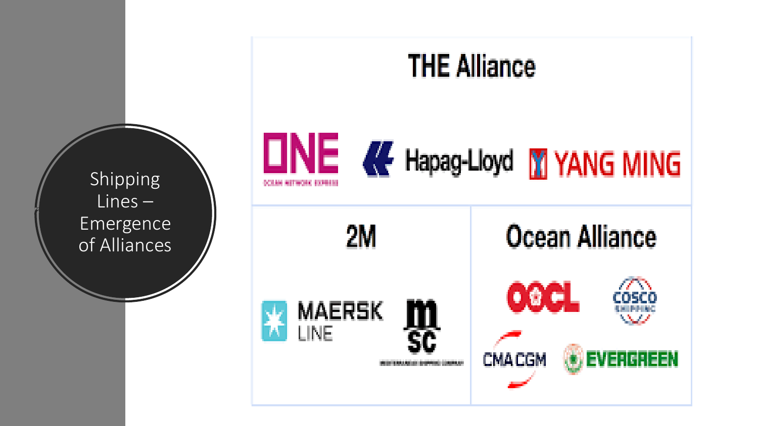# Shipping Lines – Emergence of Alliances

## THE Alliance

ONE (Ocean Network Express), Hapag-Lloyd, YANG MING

## 2M

MAERSK LINE, MSC

## Ocean Alliance

OOCL, COSCO SHIPPING, CMA CGM, EVERGREEN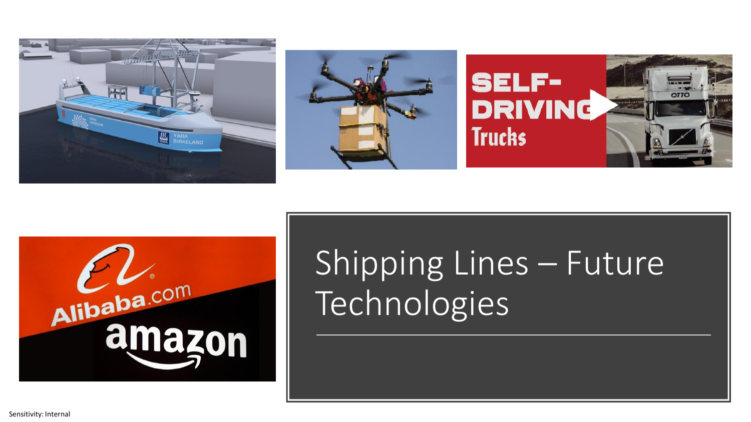# Shipping Lines – Future Technologies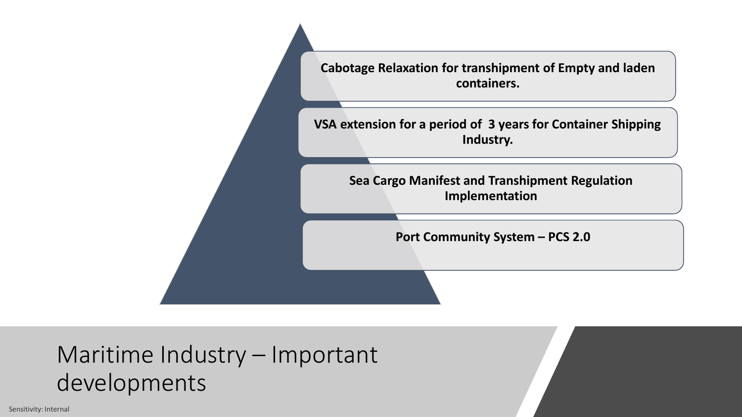# Maritime Industry – Important developments

- **Cabotage Relaxation for transhipment of Empty and laden containers.**
- **VSA extension for a period of 3 years for Container Shipping Industry.**
- **Sea Cargo Manifest and Transhipment Regulation Implementation**
- **Port Community System – PCS 2.0**

Sensitivity: Internal